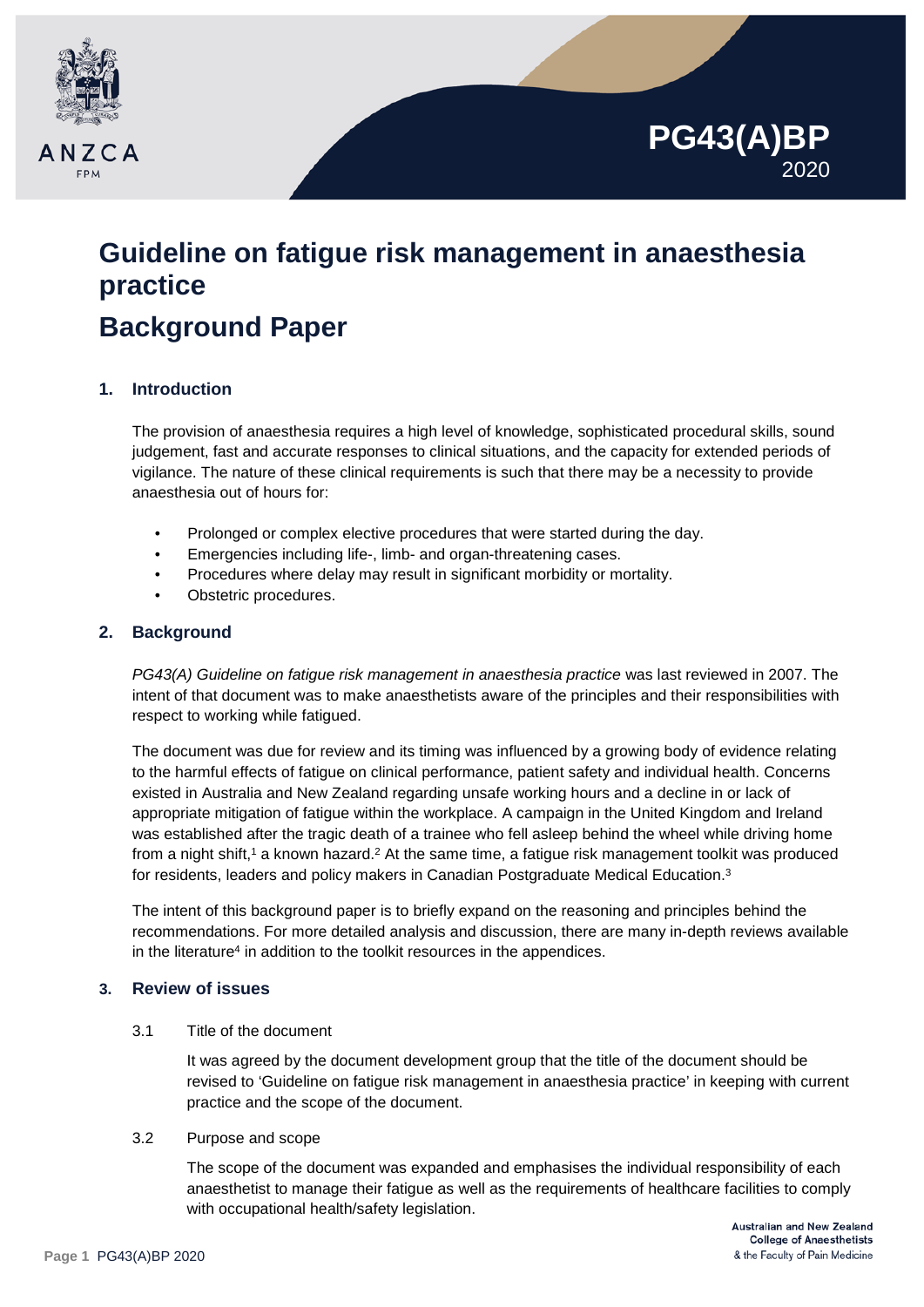PG43(A)BP
2020

# Guideline on fatigue risk management in anaesthesia practice

# Background Paper

## 1. Introduction

The provision of anaesthesia requires a high level of knowledge, sophisticated procedural skills, sound judgement, fast and accurate responses to clinical situations, and the capacity for extended periods of vigilance. The nature of these clinical requirements is such that there may be a necessity to provide anaesthesia out of hours for:

- Prolonged or complex elective procedures that were started during the day.
- Emergencies including life-, limb- and organ-threatening cases.
- Procedures where delay may result in significant morbidity or mortality.
- Obstetric procedures.

## 2. Background

*PG43(A) Guideline on fatigue risk management in anaesthesia practice* was last reviewed in 2007. The intent of that document was to make anaesthetists aware of the principles and their responsibilities with respect to working while fatigued.

The document was due for review and its timing was influenced by a growing body of evidence relating to the harmful effects of fatigue on clinical performance, patient safety and individual health. Concerns existed in Australia and New Zealand regarding unsafe working hours and a decline in or lack of appropriate mitigation of fatigue within the workplace. A campaign in the United Kingdom and Ireland was established after the tragic death of a trainee who fell asleep behind the wheel while driving home from a night shift,[1] a known hazard.[2] At the same time, a fatigue risk management toolkit was produced for residents, leaders and policy makers in Canadian Postgraduate Medical Education.[3]

The intent of this background paper is to briefly expand on the reasoning and principles behind the recommendations. For more detailed analysis and discussion, there are many in-depth reviews available in the literature[4] in addition to the toolkit resources in the appendices.

## 3. Review of issues

### 3.1 Title of the document

It was agreed by the document development group that the title of the document should be revised to 'Guideline on fatigue risk management in anaesthesia practice' in keeping with current practice and the scope of the document.

### 3.2 Purpose and scope

The scope of the document was expanded and emphasises the individual responsibility of each anaesthetist to manage their fatigue as well as the requirements of healthcare facilities to comply with occupational health/safety legislation.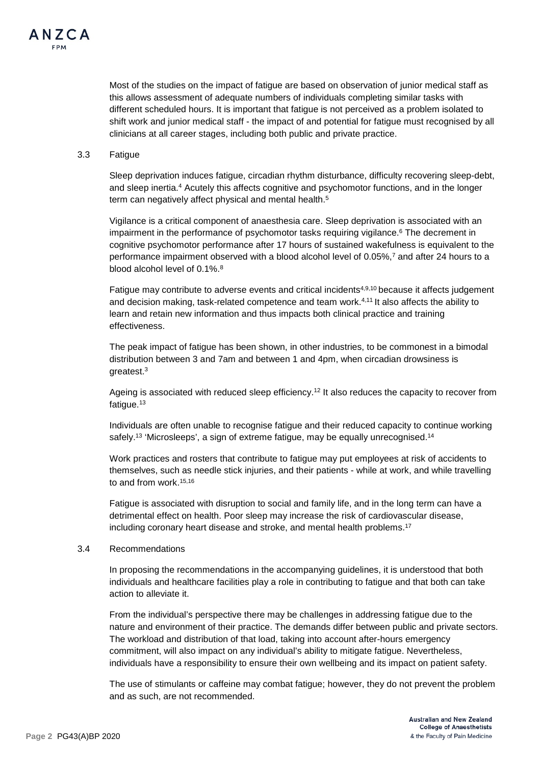Most of the studies on the impact of fatigue are based on observation of junior medical staff as this allows assessment of adequate numbers of individuals completing similar tasks with different scheduled hours. It is important that fatigue is not perceived as a problem isolated to shift work and junior medical staff - the impact of and potential for fatigue must recognised by all clinicians at all career stages, including both public and private practice.

### 3.3 Fatigue

Sleep deprivation induces fatigue, circadian rhythm disturbance, difficulty recovering sleep-debt, and sleep inertia.[4] Acutely this affects cognitive and psychomotor functions, and in the longer term can negatively affect physical and mental health.[5]

Vigilance is a critical component of anaesthesia care. Sleep deprivation is associated with an impairment in the performance of psychomotor tasks requiring vigilance.[6] The decrement in cognitive psychomotor performance after 17 hours of sustained wakefulness is equivalent to the performance impairment observed with a blood alcohol level of 0.05%,[7] and after 24 hours to a blood alcohol level of 0.1%.[8]

Fatigue may contribute to adverse events and critical incidents[4,9,10] because it affects judgement and decision making, task-related competence and team work.[4,11] It also affects the ability to learn and retain new information and thus impacts both clinical practice and training effectiveness.

The peak impact of fatigue has been shown, in other industries, to be commonest in a bimodal distribution between 3 and 7am and between 1 and 4pm, when circadian drowsiness is greatest.[3]

Ageing is associated with reduced sleep efficiency.[12] It also reduces the capacity to recover from fatigue.[13]

Individuals are often unable to recognise fatigue and their reduced capacity to continue working safely.[13] 'Microsleeps', a sign of extreme fatigue, may be equally unrecognised.[14]

Work practices and rosters that contribute to fatigue may put employees at risk of accidents to themselves, such as needle stick injuries, and their patients - while at work, and while travelling to and from work.[15,16]

Fatigue is associated with disruption to social and family life, and in the long term can have a detrimental effect on health. Poor sleep may increase the risk of cardiovascular disease, including coronary heart disease and stroke, and mental health problems.[17]

### 3.4 Recommendations

In proposing the recommendations in the accompanying guidelines, it is understood that both individuals and healthcare facilities play a role in contributing to fatigue and that both can take action to alleviate it.

From the individual's perspective there may be challenges in addressing fatigue due to the nature and environment of their practice. The demands differ between public and private sectors. The workload and distribution of that load, taking into account after-hours emergency commitment, will also impact on any individual's ability to mitigate fatigue. Nevertheless, individuals have a responsibility to ensure their own wellbeing and its impact on patient safety.

The use of stimulants or caffeine may combat fatigue; however, they do not prevent the problem and as such, are not recommended.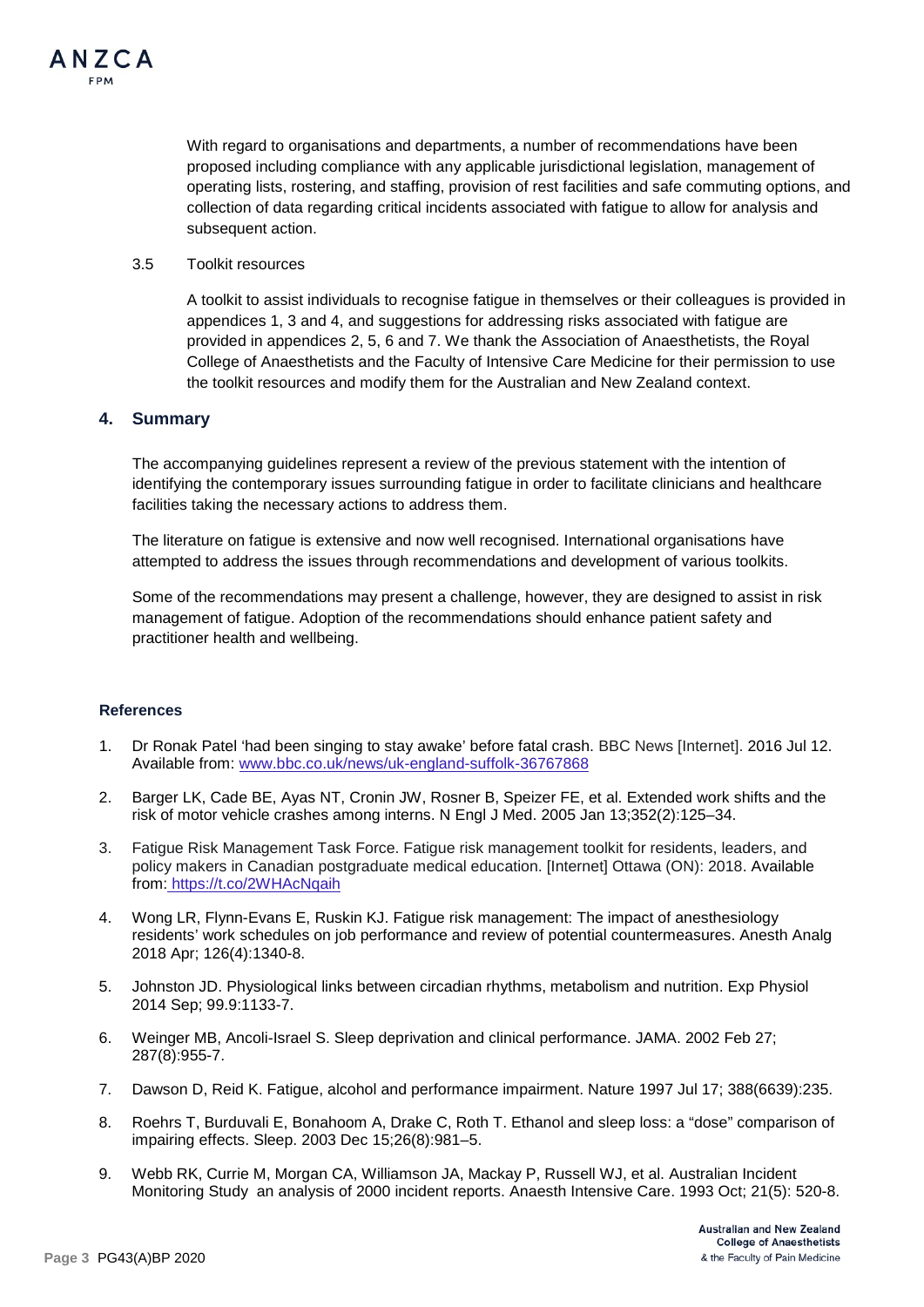With regard to organisations and departments, a number of recommendations have been proposed including compliance with any applicable jurisdictional legislation, management of operating lists, rostering, and staffing, provision of rest facilities and safe commuting options, and collection of data regarding critical incidents associated with fatigue to allow for analysis and subsequent action.

### 3.5 Toolkit resources

A toolkit to assist individuals to recognise fatigue in themselves or their colleagues is provided in appendices 1, 3 and 4, and suggestions for addressing risks associated with fatigue are provided in appendices 2, 5, 6 and 7. We thank the Association of Anaesthetists, the Royal College of Anaesthetists and the Faculty of Intensive Care Medicine for their permission to use the toolkit resources and modify them for the Australian and New Zealand context.

## 4. Summary

The accompanying guidelines represent a review of the previous statement with the intention of identifying the contemporary issues surrounding fatigue in order to facilitate clinicians and healthcare facilities taking the necessary actions to address them.

The literature on fatigue is extensive and now well recognised. International organisations have attempted to address the issues through recommendations and development of various toolkits.

Some of the recommendations may present a challenge, however, they are designed to assist in risk management of fatigue. Adoption of the recommendations should enhance patient safety and practitioner health and wellbeing.

### References

1. Dr Ronak Patel 'had been singing to stay awake' before fatal crash. BBC News [Internet]. 2016 Jul 12. Available from: www.bbc.co.uk/news/uk-england-suffolk-36767868
2. Barger LK, Cade BE, Ayas NT, Cronin JW, Rosner B, Speizer FE, et al. Extended work shifts and the risk of motor vehicle crashes among interns. N Engl J Med. 2005 Jan 13;352(2):125–34.
3. Fatigue Risk Management Task Force. Fatigue risk management toolkit for residents, leaders, and policy makers in Canadian postgraduate medical education. [Internet] Ottawa (ON): 2018. Available from: https://t.co/2WHAcNqaih
4. Wong LR, Flynn-Evans E, Ruskin KJ. Fatigue risk management: The impact of anesthesiology residents' work schedules on job performance and review of potential countermeasures. Anesth Analg 2018 Apr; 126(4):1340-8.
5. Johnston JD. Physiological links between circadian rhythms, metabolism and nutrition. Exp Physiol 2014 Sep; 99.9:1133-7.
6. Weinger MB, Ancoli-Israel S. Sleep deprivation and clinical performance. JAMA. 2002 Feb 27; 287(8):955-7.
7. Dawson D, Reid K. Fatigue, alcohol and performance impairment. Nature 1997 Jul 17; 388(6639):235.
8. Roehrs T, Burduvali E, Bonahoom A, Drake C, Roth T. Ethanol and sleep loss: a "dose" comparison of impairing effects. Sleep. 2003 Dec 15;26(8):981–5.
9. Webb RK, Currie M, Morgan CA, Williamson JA, Mackay P, Russell WJ, et al. Australian Incident Monitoring Study an analysis of 2000 incident reports. Anaesth Intensive Care. 1993 Oct; 21(5): 520-8.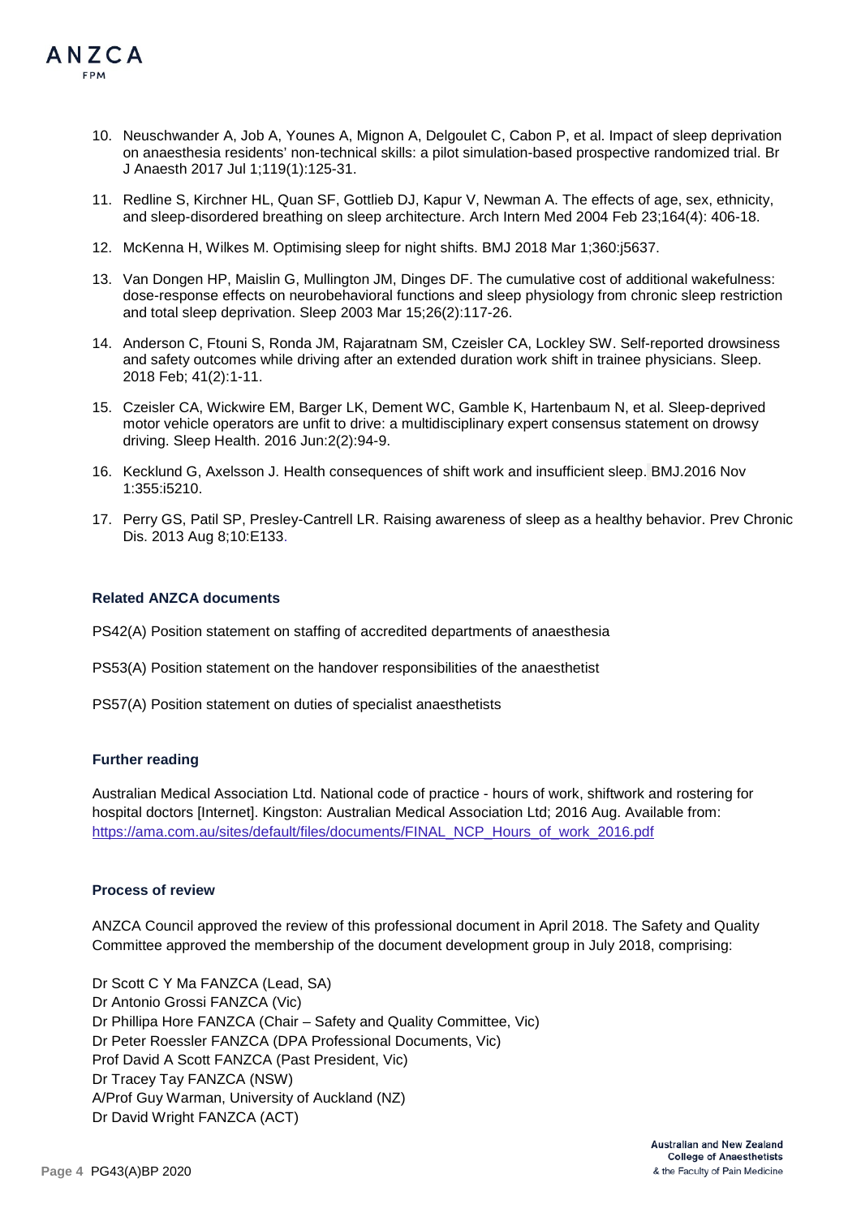10. Neuschwander A, Job A, Younes A, Mignon A, Delgoulet C, Cabon P, et al. Impact of sleep deprivation on anaesthesia residents' non-technical skills: a pilot simulation-based prospective randomized trial. Br J Anaesth 2017 Jul 1;119(1):125-31.
11. Redline S, Kirchner HL, Quan SF, Gottlieb DJ, Kapur V, Newman A. The effects of age, sex, ethnicity, and sleep-disordered breathing on sleep architecture. Arch Intern Med 2004 Feb 23;164(4): 406-18.
12. McKenna H, Wilkes M. Optimising sleep for night shifts. BMJ 2018 Mar 1;360:j5637.
13. Van Dongen HP, Maislin G, Mullington JM, Dinges DF. The cumulative cost of additional wakefulness: dose-response effects on neurobehavioral functions and sleep physiology from chronic sleep restriction and total sleep deprivation. Sleep 2003 Mar 15;26(2):117-26.
14. Anderson C, Ftouni S, Ronda JM, Rajaratnam SM, Czeisler CA, Lockley SW. Self-reported drowsiness and safety outcomes while driving after an extended duration work shift in trainee physicians. Sleep. 2018 Feb; 41(2):1-11.
15. Czeisler CA, Wickwire EM, Barger LK, Dement WC, Gamble K, Hartenbaum N, et al. Sleep-deprived motor vehicle operators are unfit to drive: a multidisciplinary expert consensus statement on drowsy driving. Sleep Health. 2016 Jun:2(2):94-9.
16. Kecklund G, Axelsson J. Health consequences of shift work and insufficient sleep. BMJ.2016 Nov 1:355:i5210.
17. Perry GS, Patil SP, Presley-Cantrell LR. Raising awareness of sleep as a healthy behavior. Prev Chronic Dis. 2013 Aug 8;10:E133.

### Related ANZCA documents

PS42(A) Position statement on staffing of accredited departments of anaesthesia

PS53(A) Position statement on the handover responsibilities of the anaesthetist

PS57(A) Position statement on duties of specialist anaesthetists

### Further reading

Australian Medical Association Ltd. National code of practice - hours of work, shiftwork and rostering for hospital doctors [Internet]. Kingston: Australian Medical Association Ltd; 2016 Aug. Available from: https://ama.com.au/sites/default/files/documents/FINAL_NCP_Hours_of_work_2016.pdf

### Process of review

ANZCA Council approved the review of this professional document in April 2018. The Safety and Quality Committee approved the membership of the document development group in July 2018, comprising:

Dr Scott C Y Ma FANZCA (Lead, SA)
Dr Antonio Grossi FANZCA (Vic)
Dr Phillipa Hore FANZCA (Chair – Safety and Quality Committee, Vic)
Dr Peter Roessler FANZCA (DPA Professional Documents, Vic)
Prof David A Scott FANZCA (Past President, Vic)
Dr Tracey Tay FANZCA (NSW)
A/Prof Guy Warman, University of Auckland (NZ)
Dr David Wright FANZCA (ACT)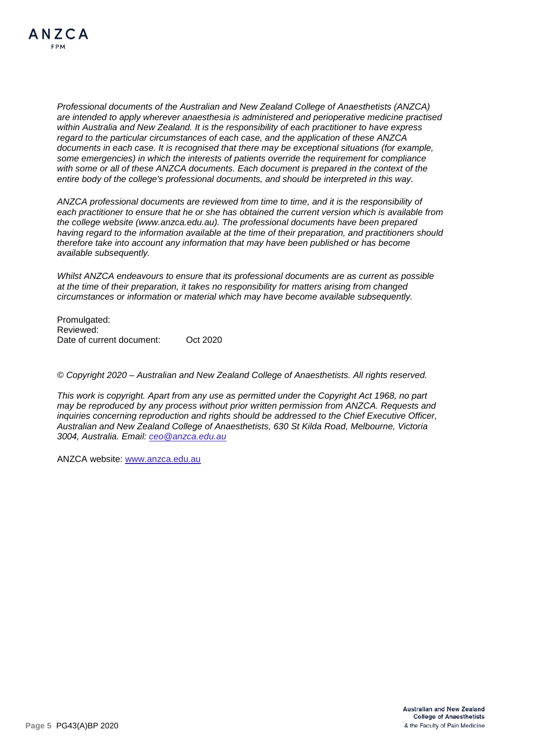*Professional documents of the Australian and New Zealand College of Anaesthetists (ANZCA) are intended to apply wherever anaesthesia is administered and perioperative medicine practised within Australia and New Zealand. It is the responsibility of each practitioner to have express regard to the particular circumstances of each case, and the application of these ANZCA documents in each case. It is recognised that there may be exceptional situations (for example, some emergencies) in which the interests of patients override the requirement for compliance with some or all of these ANZCA documents. Each document is prepared in the context of the entire body of the college's professional documents, and should be interpreted in this way.*

*ANZCA professional documents are reviewed from time to time, and it is the responsibility of each practitioner to ensure that he or she has obtained the current version which is available from the college website (www.anzca.edu.au). The professional documents have been prepared having regard to the information available at the time of their preparation, and practitioners should therefore take into account any information that may have been published or has become available subsequently.*

*Whilst ANZCA endeavours to ensure that its professional documents are as current as possible at the time of their preparation, it takes no responsibility for matters arising from changed circumstances or information or material which may have become available subsequently.*

Promulgated:
Reviewed:
Date of current document: Oct 2020

*© Copyright 2020 – Australian and New Zealand College of Anaesthetists. All rights reserved.*

*This work is copyright. Apart from any use as permitted under the Copyright Act 1968, no part may be reproduced by any process without prior written permission from ANZCA. Requests and inquiries concerning reproduction and rights should be addressed to the Chief Executive Officer, Australian and New Zealand College of Anaesthetists, 630 St Kilda Road, Melbourne, Victoria 3004, Australia. Email: ceo@anzca.edu.au*

ANZCA website: www.anzca.edu.au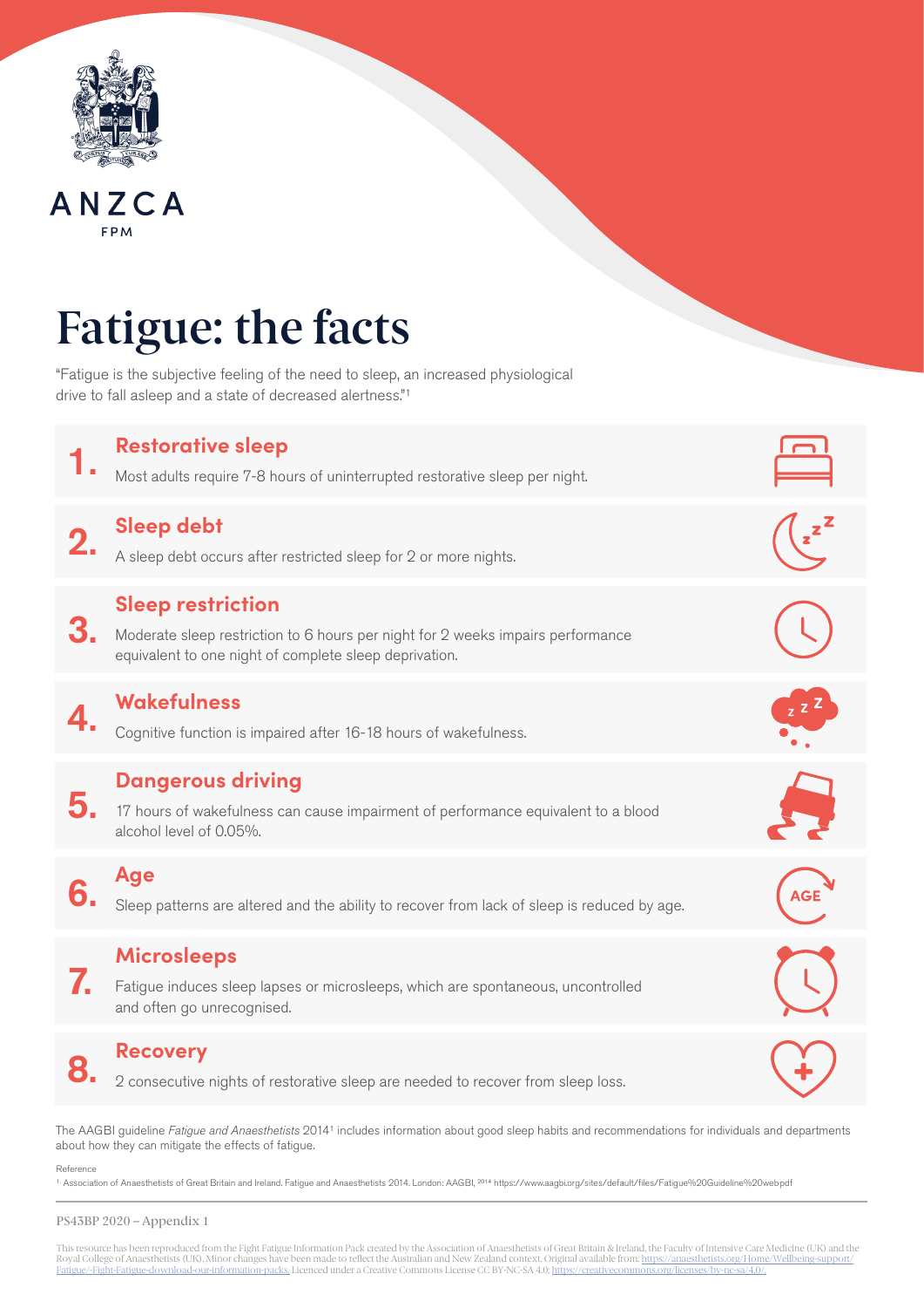ANZCA

FPM

# Fatigue: the facts

"Fatigue is the subjective feeling of the need to sleep, an increased physiological drive to fall asleep and a state of decreased alertness."[1]

## 1. Restorative sleep

Most adults require 7-8 hours of uninterrupted restorative sleep per night.

## 2. Sleep debt

A sleep debt occurs after restricted sleep for 2 or more nights.

## 3. Sleep restriction

Moderate sleep restriction to 6 hours per night for 2 weeks impairs performance equivalent to one night of complete sleep deprivation.

## 4. Wakefulness

Cognitive function is impaired after 16-18 hours of wakefulness.

## 5. Dangerous driving

17 hours of wakefulness can cause impairment of performance equivalent to a blood alcohol level of 0.05%.

## 6. Age

Sleep patterns are altered and the ability to recover from lack of sleep is reduced by age.

## 7. Microsleeps

Fatigue induces sleep lapses or microsleeps, which are spontaneous, uncontrolled and often go unrecognised.

## 8. Recovery

2 consecutive nights of restorative sleep are needed to recover from sleep loss.

The AAGBI guideline *Fatigue and Anaesthetists* 2014[1] includes information about good sleep habits and recommendations for individuals and departments about how they can mitigate the effects of fatigue.

Reference

1. Association of Anaesthetists of Great Britain and Ireland. Fatigue and Anaesthetists 2014. London: AAGBI, 2014 https://www.aagbi.org/sites/default/files/Fatigue%20Guideline%20web.pdf

PS43BP 2020 – Appendix 1

This resource has been reproduced from the Fight Fatigue Information Pack created by the Association of Anaesthetists of Great Britain & Ireland, the Faculty of Intensive Care Medicine (UK) and the Royal College of Anaesthetists (UK). Minor changes have been made to reflect the Australian and New Zealand context. Original available from: https://anaesthetists.org/Home/Wellbeing-support/Fatigue/-Fight-Fatigue-download-our-information-packs. Licenced under a Creative Commons License CC BY-NC-SA 4.0: https://creativecommons.org/licenses/by-nc-sa/4.0/.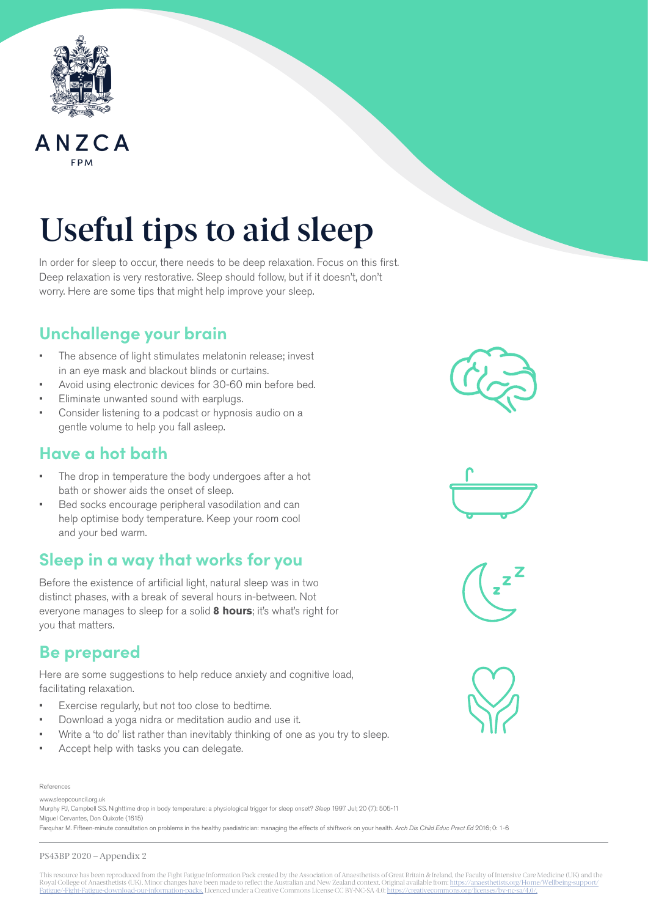ANZCA

FPM

# Useful tips to aid sleep

In order for sleep to occur, there needs to be deep relaxation. Focus on this first. Deep relaxation is very restorative. Sleep should follow, but if it doesn't, don't worry. Here are some tips that might help improve your sleep.

## Unchallenge your brain

- The absence of light stimulates melatonin release; invest in an eye mask and blackout blinds or curtains.
- Avoid using electronic devices for 30-60 min before bed.
- Eliminate unwanted sound with earplugs.
- Consider listening to a podcast or hypnosis audio on a gentle volume to help you fall asleep.

## Have a hot bath

- The drop in temperature the body undergoes after a hot bath or shower aids the onset of sleep.
- Bed socks encourage peripheral vasodilation and can help optimise body temperature. Keep your room cool and your bed warm.

## Sleep in a way that works for you

Before the existence of artificial light, natural sleep was in two distinct phases, with a break of several hours in-between. Not everyone manages to sleep for a solid **8 hours**; it's what's right for you that matters.

## Be prepared

Here are some suggestions to help reduce anxiety and cognitive load, facilitating relaxation.

- Exercise regularly, but not too close to bedtime.
- Download a yoga nidra or meditation audio and use it.
- Write a 'to do' list rather than inevitably thinking of one as you try to sleep.
- Accept help with tasks you can delegate.

References

www.sleepcouncil.org.uk

Murphy PJ, Campbell SS. Nighttime drop in body temperature: a physiological trigger for sleep onset? *Sleep* 1997 Jul; 20 (7): 505-11

Miguel Cervantes, Don Quixote (1615)

Farquhar M. Fifteen-minute consultation on problems in the healthy paediatrician: managing the effects of shiftwork on your health. *Arch Dis Child Educ Pract Ed* 2016; 0: 1-6

PS43BP 2020 – Appendix 2

This resource has been reproduced from the Fight Fatigue Information Pack created by the Association of Anaesthetists of Great Britain & Ireland, the Faculty of Intensive Care Medicine (UK) and the Royal College of Anaesthetists (UK). Minor changes have been made to reflect the Australian and New Zealand context. Original available from: https://anaesthetists.org/Home/Wellbeing-support/Fatigue/-Fight-Fatigue-download-our-information-packs. Licenced under a Creative Commons License CC BY-NC-SA 4.0: https://creativecommons.org/licenses/by-nc-sa/4.0/.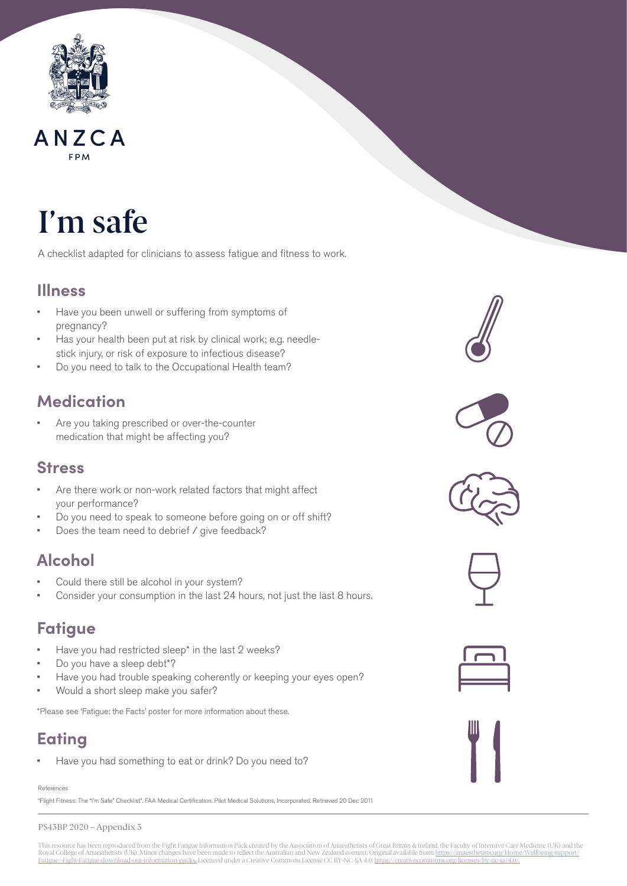ANZCA

FPM

# I'm safe

A checklist adapted for clinicians to assess fatigue and fitness to work.

## Illness

- Have you been unwell or suffering from symptoms of pregnancy?
- Has your health been put at risk by clinical work; e.g. needle-stick injury, or risk of exposure to infectious disease?
- Do you need to talk to the Occupational Health team?

## Medication

- Are you taking prescribed or over-the-counter medication that might be affecting you?

## Stress

- Are there work or non-work related factors that might affect your performance?
- Do you need to speak to someone before going on or off shift?
- Does the team need to debrief / give feedback?

## Alcohol

- Could there still be alcohol in your system?
- Consider your consumption in the last 24 hours, not just the last 8 hours.

## Fatigue

- Have you had restricted sleep* in the last 2 weeks?
- Do you have a sleep debt*?
- Have you had trouble speaking coherently or keeping your eyes open?
- Would a short sleep make you safer?

*Please see 'Fatigue: the Facts' poster for more information about these.

## Eating

- Have you had something to eat or drink? Do you need to?

References

"Flight Fitness: The "I'm Safe" Checklist". FAA Medical Certification. Pilot Medical Solutions, Incorporated. Retrieved 20 Dec 2011

PS43BP 2020 – Appendix 3

This resource has been reproduced from the Fight Fatigue Information Pack created by the Association of Anaesthetists of Great Britain & Ireland, the Faculty of Intensive Care Medicine (UK) and the Royal College of Anaesthetists (UK). Minor changes have been made to reflect the Australian and New Zealand context. Original available from: https://anaesthetists.org/Home/Wellbeing-support/Fatigue/-Fight-Fatigue-download-our-information-packs. Licenced under a Creative Commons License CC BY-NC-SA 4.0: https://creativecommons.org/licenses/by-nc-sa/4.0/.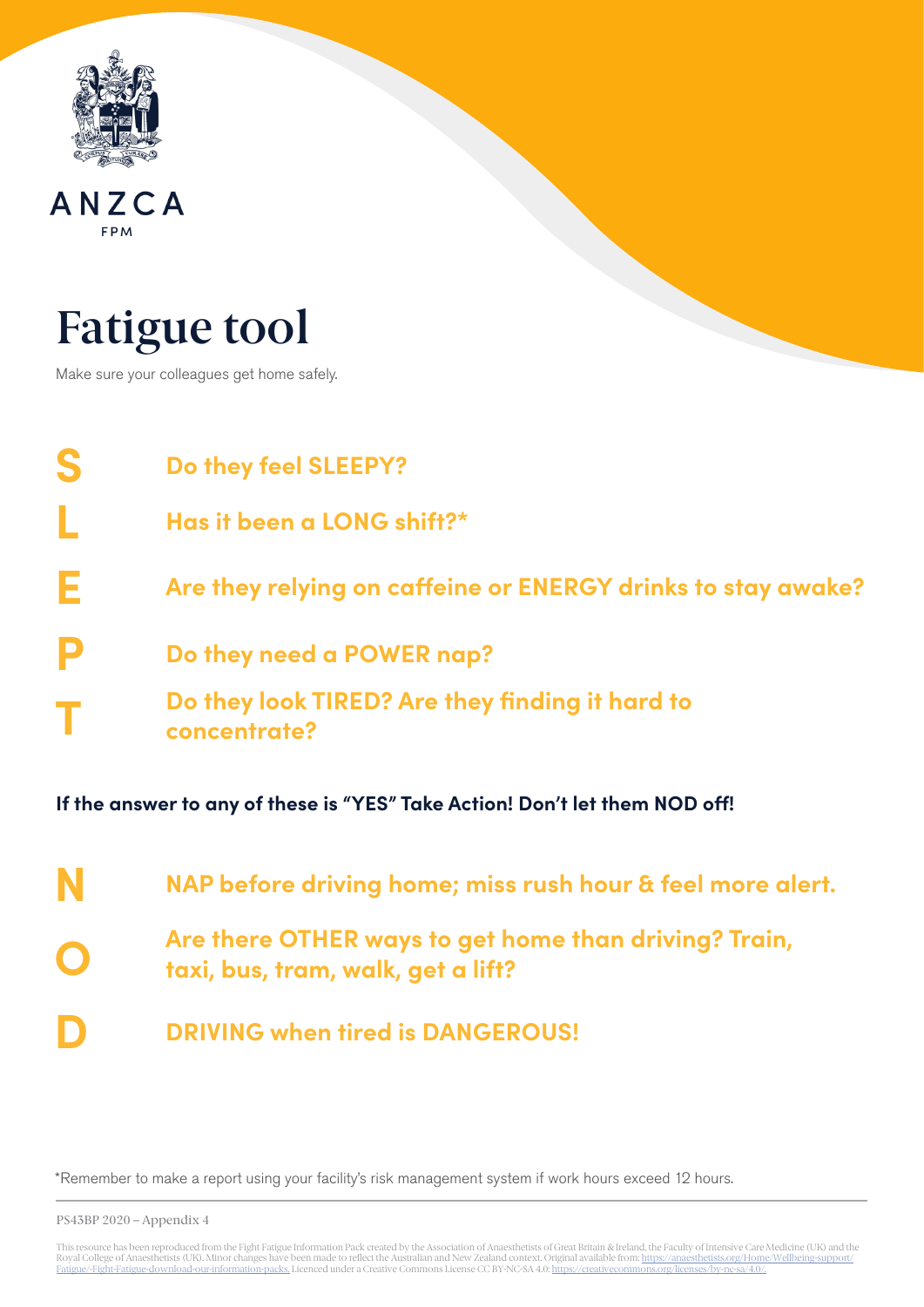ANZCA

FPM

# Fatigue tool

Make sure your colleagues get home safely.

**S** — **Do they feel SLEEPY?**

**L** — **Has it been a LONG shift?***

**E** — **Are they relying on caffeine or ENERGY drinks to stay awake?**

**P** — **Do they need a POWER nap?**

**T** — **Do they look TIRED? Are they finding it hard to concentrate?**

**If the answer to any of these is "YES" Take Action! Don't let them NOD off!**

**N** — **NAP before driving home; miss rush hour & feel more alert.**

**O** — **Are there OTHER ways to get home than driving? Train, taxi, bus, tram, walk, get a lift?**

**D** — **DRIVING when tired is DANGEROUS!**

*Remember to make a report using your facility's risk management system if work hours exceed 12 hours.

PS43BP 2020 – Appendix 4

This resource has been reproduced from the Fight Fatigue Information Pack created by the Association of Anaesthetists of Great Britain & Ireland, the Faculty of Intensive Care Medicine (UK) and the Royal College of Anaesthetists (UK). Minor changes have been made to reflect the Australian and New Zealand context. Original available from: https://anaesthetists.org/Home/Wellbeing-support/Fatigue/-Fight-Fatigue-download-our-information-packs. Licenced under a Creative Commons License CC BY-NC-SA 4.0: https://creativecommons.org/licenses/by-nc-sa/4.0/.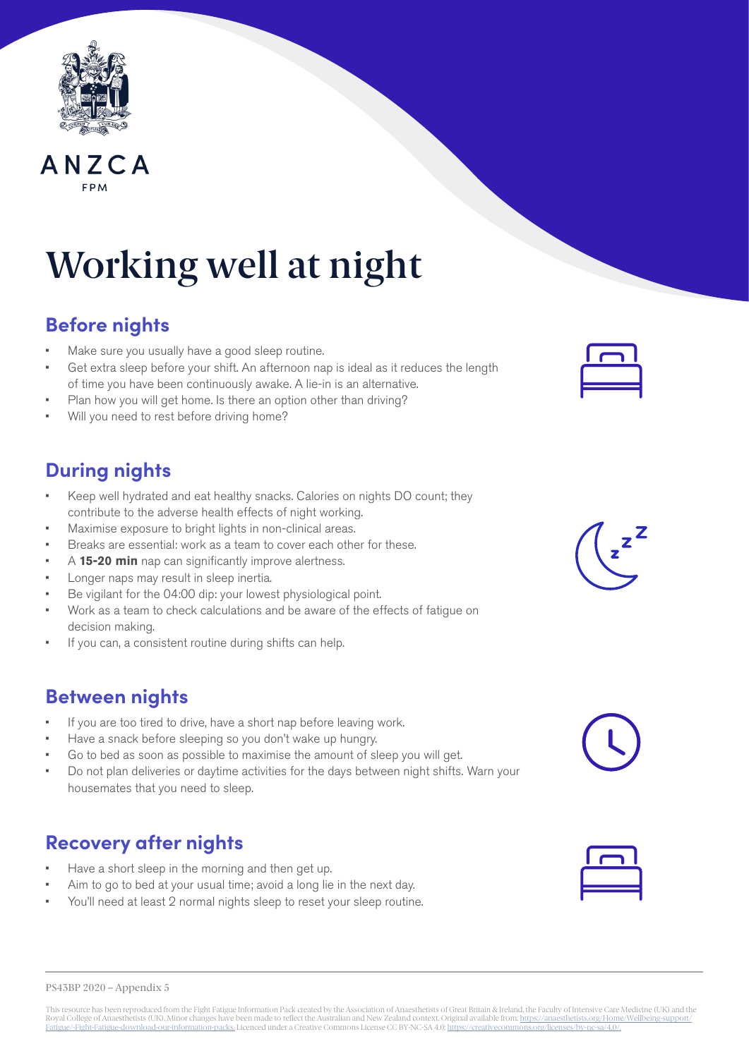ANZCA

FPM

# Working well at night

## Before nights

- Make sure you usually have a good sleep routine.
- Get extra sleep before your shift. An afternoon nap is ideal as it reduces the length of time you have been continuously awake. A lie-in is an alternative.
- Plan how you will get home. Is there an option other than driving?
- Will you need to rest before driving home?

## During nights

- Keep well hydrated and eat healthy snacks. Calories on nights DO count; they contribute to the adverse health effects of night working.
- Maximise exposure to bright lights in non-clinical areas.
- Breaks are essential: work as a team to cover each other for these.
- A **15-20 min** nap can significantly improve alertness.
- Longer naps may result in sleep inertia.
- Be vigilant for the 04:00 dip: your lowest physiological point.
- Work as a team to check calculations and be aware of the effects of fatigue on decision making.
- If you can, a consistent routine during shifts can help.

## Between nights

- If you are too tired to drive, have a short nap before leaving work.
- Have a snack before sleeping so you don't wake up hungry.
- Go to bed as soon as possible to maximise the amount of sleep you will get.
- Do not plan deliveries or daytime activities for the days between night shifts. Warn your housemates that you need to sleep.

## Recovery after nights

- Have a short sleep in the morning and then get up.
- Aim to go to bed at your usual time; avoid a long lie in the next day.
- You'll need at least 2 normal nights sleep to reset your sleep routine.

PS43BP 2020 – Appendix 5

This resource has been reproduced from the Fight Fatigue Information Pack created by the Association of Anaesthetists of Great Britain & Ireland, the Faculty of Intensive Care Medicine (UK) and the Royal College of Anaesthetists (UK). Minor changes have been made to reflect the Australian and New Zealand context. Original available from: https://anaesthetists.org/Home/Wellbeing-support/Fatigue/-Fight-Fatigue-download-our-information-packs. Licenced under a Creative Commons License CC BY-NC-SA 4.0: https://creativecommons.org/licenses/by-nc-sa/4.0/.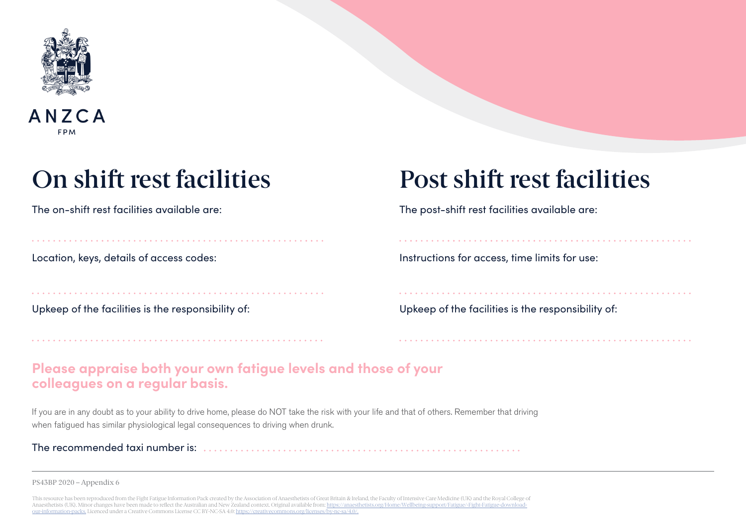ANZCA

FPM

# On shift rest facilities

The on-shift rest facilities available are:

. . . . . . . . . . . . . . . . . . . . . . . . . . . . . . . . . . . . . . . . . . . . . . . . . . . . . . . .

Location, keys, details of access codes:

. . . . . . . . . . . . . . . . . . . . . . . . . . . . . . . . . . . . . . . . . . . . . . . . . . . . . . . .

Upkeep of the facilities is the responsibility of:

. . . . . . . . . . . . . . . . . . . . . . . . . . . . . . . . . . . . . . . . . . . . . . . . . . . . . . . .

# Post shift rest facilities

The post-shift rest facilities available are:

. . . . . . . . . . . . . . . . . . . . . . . . . . . . . . . . . . . . . . . . . . . . . . . . . . . . . . . .

Instructions for access, time limits for use:

. . . . . . . . . . . . . . . . . . . . . . . . . . . . . . . . . . . . . . . . . . . . . . . . . . . . . . . .

Upkeep of the facilities is the responsibility of:

. . . . . . . . . . . . . . . . . . . . . . . . . . . . . . . . . . . . . . . . . . . . . . . . . . . . . . . .

**Please appraise both your own fatigue levels and those of your colleagues on a regular basis.**

If you are in any doubt as to your ability to drive home, please do NOT take the risk with your life and that of others. Remember that driving when fatigued has similar physiological legal consequences to driving when drunk.

The recommended taxi number is: . . . . . . . . . . . . . . . . . . . . . . . . . . . . . . . . . . . . . . . . . . . . . . . . . . . . . . . .

PS43BP 2020 – Appendix 6

This resource has been reproduced from the Fight Fatigue Information Pack created by the Association of Anaesthetists of Great Britain & Ireland, the Faculty of Intensive Care Medicine (UK) and the Royal College of Anaesthetists (UK). Minor changes have been made to reflect the Australian and New Zealand context. Original available from: https://anaesthetists.org/Home/Wellbeing-support/Fatigue/-Fight-Fatigue-download-our-information-packs. Licenced under a Creative Commons License CC BY-NC-SA 4.0: https://creativecommons.org/licenses/by-nc-sa/4.0/.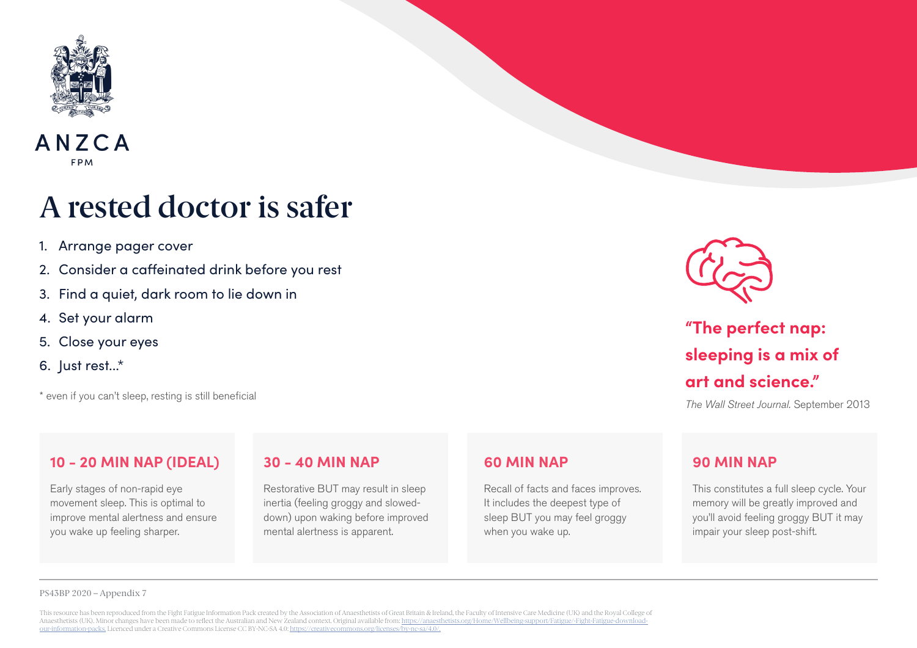ANZCA

FPM

# A rested doctor is safer

1. Arrange pager cover
2. Consider a caffeinated drink before you rest
3. Find a quiet, dark room to lie down in
4. Set your alarm
5. Close your eyes
6. Just rest...*

* even if you can't sleep, resting is still beneficial

**"The perfect nap: sleeping is a mix of art and science."**

*The Wall Street Journal*. September 2013

### 10 – 20 MIN NAP (IDEAL)

Early stages of non-rapid eye movement sleep. This is optimal to improve mental alertness and ensure you wake up feeling sharper.

### 30 – 40 MIN NAP

Restorative BUT may result in sleep inertia (feeling groggy and slowed-down) upon waking before improved mental alertness is apparent.

### 60 MIN NAP

Recall of facts and faces improves. It includes the deepest type of sleep BUT you may feel groggy when you wake up.

### 90 MIN NAP

This constitutes a full sleep cycle. Your memory will be greatly improved and you'll avoid feeling groggy BUT it may impair your sleep post-shift.

PS43BP 2020 – Appendix 7

This resource has been reproduced from the Fight Fatigue Information Pack created by the Association of Anaesthetists of Great Britain & Ireland, the Faculty of Intensive Care Medicine (UK) and the Royal College of Anaesthetists (UK). Minor changes have been made to reflect the Australian and New Zealand context. Original available from: https://anaesthetists.org/Home/Wellbeing-support/Fatigue/-Fight-Fatigue-download-our-information-packs. Licenced under a Creative Commons License CC BY-NC-SA 4.0: https://creativecommons.org/licenses/by-nc-sa/4.0/.